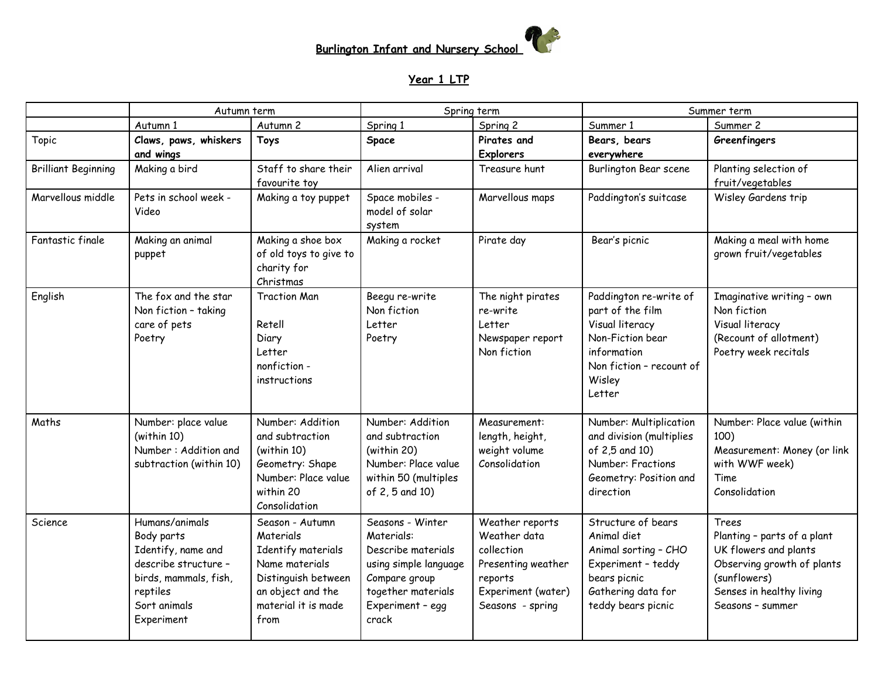# Burlington Infant and Nursery School

## Year 1 LTP

| | Autumn term | | Spring term | | Summer term | |
|---|---|---|---|---|---|---|
| | Autumn 1 | Autumn 2 | Spring 1 | Spring 2 | Summer 1 | Summer 2 |
| Topic | **Claws, paws, whiskers and wings** | **Toys** | **Space** | **Pirates and Explorers** | **Bears, bears everywhere** | **Greenfingers** |
| Brilliant Beginning | Making a bird | Staff to share their favourite toy | Alien arrival | Treasure hunt | Burlington Bear scene | Planting selection of fruit/vegetables |
| Marvellous middle | Pets in school week - Video | Making a toy puppet | Space mobiles - model of solar system | Marvellous maps | Paddington's suitcase | Wisley Gardens trip |
| Fantastic finale | Making an animal puppet | Making a shoe box of old toys to give to charity for Christmas | Making a rocket | Pirate day | Bear's picnic | Making a meal with home grown fruit/vegetables |
| English | The fox and the star<br>Non fiction – taking care of pets<br>Poetry | Traction Man<br><br>Retell<br>Diary<br>Letter<br>nonfiction - instructions | Beegu re-write<br>Non fiction<br>Letter<br>Poetry | The night pirates re-write<br>Letter<br>Newspaper report<br>Non fiction | Paddington re-write of part of the film<br>Visual literacy<br>Non-Fiction bear information<br>Non fiction – recount of Wisley<br>Letter | Imaginative writing – own<br>Non fiction<br>Visual literacy<br>(Recount of allotment)<br>Poetry week recitals |
| Maths | Number: place value (within 10)<br>Number : Addition and subtraction (within 10) | Number: Addition and subtraction (within 10)<br>Geometry: Shape<br>Number: Place value within 20<br>Consolidation | Number: Addition and subtraction (within 20)<br>Number: Place value within 50 (multiples of 2, 5 and 10) | Measurement: length, height, weight volume<br>Consolidation | Number: Multiplication and division (multiplies of 2,5 and 10)<br>Number: Fractions<br>Geometry: Position and direction | Number: Place value (within 100)<br>Measurement: Money (or link with WWF week)<br>Time<br>Consolidation |
| Science | Humans/animals<br>Body parts<br>Identify, name and describe structure – birds, mammals, fish, reptiles<br>Sort animals<br>Experiment | Season - Autumn<br>Materials<br>Identify materials<br>Name materials<br>Distinguish between an object and the material it is made from | Seasons - Winter<br>Materials:<br>Describe materials using simple language<br>Compare group together materials<br>Experiment – egg crack | Weather reports<br>Weather data collection<br>Presenting weather reports<br>Experiment (water)<br>Seasons - spring | Structure of bears<br>Animal diet<br>Animal sorting – CHO<br>Experiment – teddy bears picnic<br>Gathering data for teddy bears picnic | Trees<br>Planting – parts of a plant<br>UK flowers and plants<br>Observing growth of plants (sunflowers)<br>Senses in healthy living<br>Seasons – summer |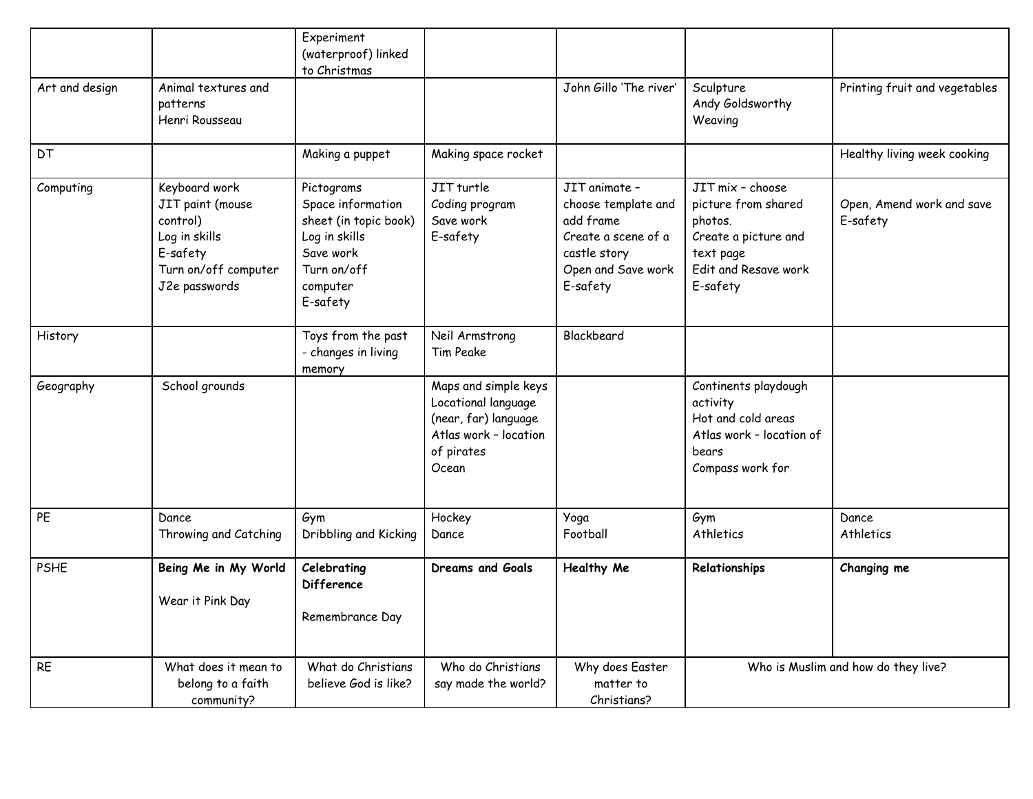| | | | | | | |
|---|---|---|---|---|---|---|
| | | Experiment (waterproof) linked to Christmas | | | | |
| Art and design | Animal textures and patterns<br>Henri Rousseau | | | John Gillo 'The river' | Sculpture<br>Andy Goldsworthy<br>Weaving | Printing fruit and vegetables |
| DT | | Making a puppet | Making space rocket | | | Healthy living week cooking |
| Computing | Keyboard work<br>JIT paint (mouse control)<br>Log in skills<br>E-safety<br>Turn on/off computer<br>J2e passwords | Pictograms<br>Space information sheet (in topic book)<br>Log in skills<br>Save work<br>Turn on/off computer<br>E-safety | JIT turtle<br>Coding program<br>Save work<br>E-safety | JIT animate – choose template and add frame<br>Create a scene of a castle story<br>Open and Save work<br>E-safety | JIT mix – choose picture from shared photos.<br>Create a picture and text page<br>Edit and Resave work<br>E-safety | Open, Amend work and save<br>E-safety |
| History | | Toys from the past - changes in living memory | Neil Armstrong<br>Tim Peake | Blackbeard | | |
| Geography | School grounds | | Maps and simple keys<br>Locational language (near, far) language<br>Atlas work – location of pirates<br>Ocean | | Continents playdough activity<br>Hot and cold areas<br>Atlas work – location of bears<br>Compass work for | |
| PE | Dance<br>Throwing and Catching | Gym<br>Dribbling and Kicking | Hockey<br>Dance | Yoga<br>Football | Gym<br>Athletics | Dance<br>Athletics |
| PSHE | **Being Me in My World**<br><br>Wear it Pink Day | **Celebrating Difference**<br><br>Remembrance Day | **Dreams and Goals** | **Healthy Me** | **Relationships** | **Changing me** |
| RE | What does it mean to belong to a faith community? | What do Christians believe God is like? | Who do Christians say made the world? | Why does Easter matter to Christians? | Who is Muslim and how do they live? | |